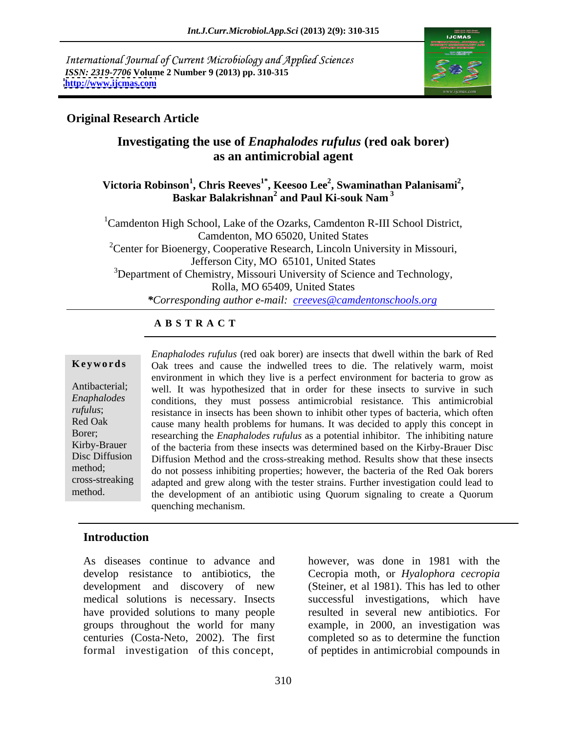International Journal of Current Microbiology and Applied Sciences
*ISSN: 2319-7706* Volume 2 Number 9 (2013) pp. 310-315
http://www.ijcmas.com

**Original Research Article**

# Investigating the use of *Enaphalodes rufulus* (red oak borer) as an antimicrobial agent

**Victoria Robinson[1], Chris Reeves[1*], Keesoo Lee[2], Swaminathan Palanisami[2], Baskar Balakrishnan[2] and Paul Ki-souk Nam[3]**

[1]Camdenton High School, Lake of the Ozarks, Camdenton R-III School District, Camdenton, MO 65020, United States
[2]Center for Bioenergy, Cooperative Research, Lincoln University in Missouri, Jefferson City, MO 65101, United States
[3]Department of Chemistry, Missouri University of Science and Technology, Rolla, MO 65409, United States

*\*Corresponding author e-mail: creeves@camdentonschools.org*

## ABSTRACT

**Keywords**

Antibacterial; *Enaphalodes rufulus*; Red Oak Borer; Kirby-Brauer Disc Diffusion method; cross-streaking method.

*Enaphalodes rufulus* (red oak borer) are insects that dwell within the bark of Red Oak trees and cause the indwelled trees to die. The relatively warm, moist environment in which they live is a perfect environment for bacteria to grow as well. It was hypothesized that in order for these insects to survive in such conditions, they must possess antimicrobial resistance. This antimicrobial resistance in insects has been shown to inhibit other types of bacteria, which often cause many health problems for humans. It was decided to apply this concept in researching the *Enaphalodes rufulus* as a potential inhibitor. The inhibiting nature of the bacteria from these insects was determined based on the Kirby-Brauer Disc Diffusion Method and the cross-streaking method. Results show that these insects do not possess inhibiting properties; however, the bacteria of the Red Oak borers adapted and grew along with the tester strains. Further investigation could lead to the development of an antibiotic using Quorum signaling to create a Quorum quenching mechanism.

## Introduction

As diseases continue to advance and develop resistance to antibiotics, the development and discovery of new medical solutions is necessary. Insects have provided solutions to many people groups throughout the world for many centuries (Costa-Neto, 2002). The first formal investigation of this concept, however, was done in 1981 with the Cecropia moth, or *Hyalophora cecropia* (Steiner, et al 1981). This has led to other successful investigations, which have resulted in several new antibiotics. For example, in 2000, an investigation was completed so as to determine the function of peptides in antimicrobial compounds in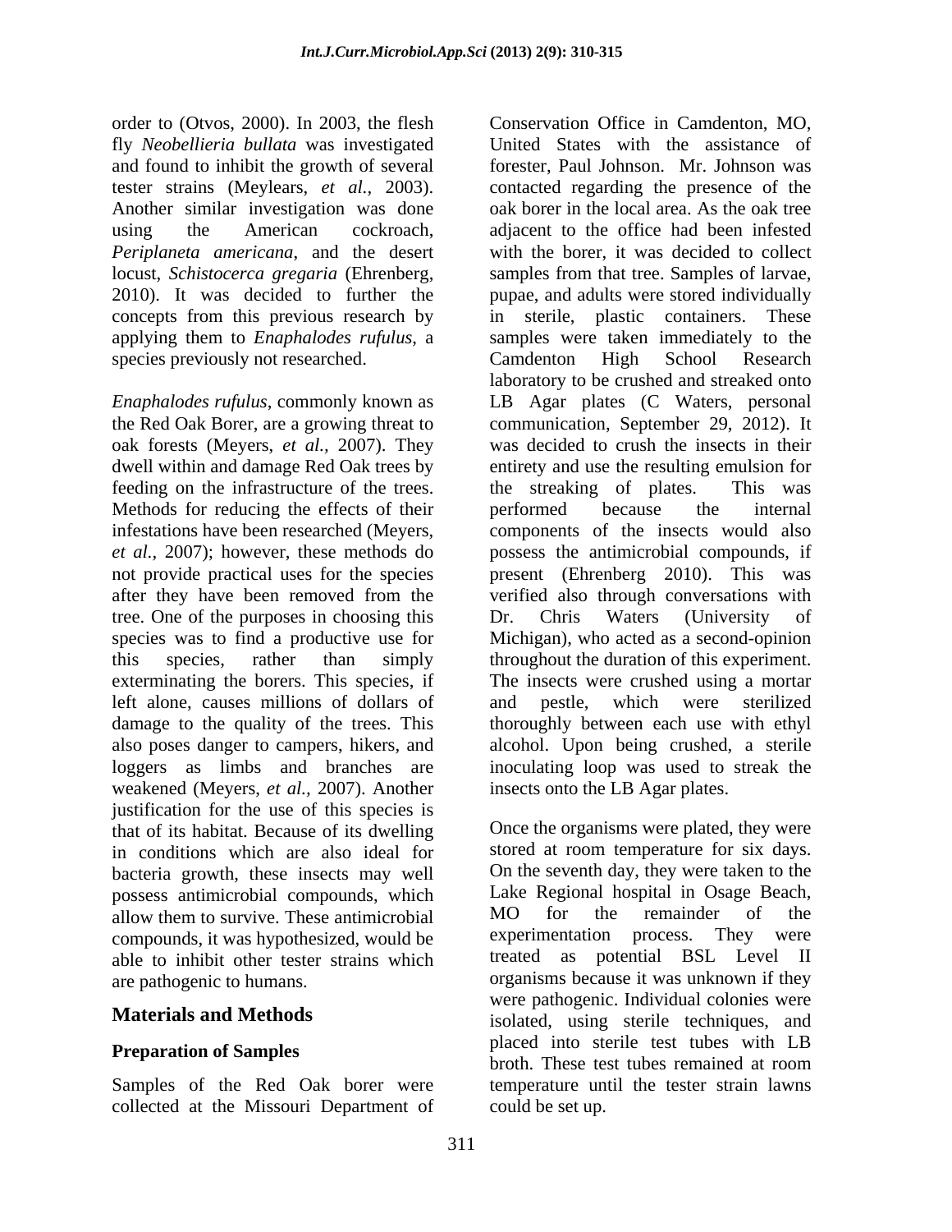order to (Otvos, 2000). In 2003, the flesh fly *Neobellieria bullata* was investigated and found to inhibit the growth of several tester strains (Meylears, *et al.*, 2003). Another similar investigation was done using the American cockroach, *Periplaneta americana*, and the desert locust, *Schistocerca gregaria* (Ehrenberg, 2010). It was decided to further the concepts from this previous research by applying them to *Enaphalodes rufulus*, a species previously not researched.

*Enaphalodes rufulus*, commonly known as the Red Oak Borer, are a growing threat to oak forests (Meyers, *et al.,* 2007). They dwell within and damage Red Oak trees by feeding on the infrastructure of the trees. Methods for reducing the effects of their infestations have been researched (Meyers, *et al.,* 2007); however, these methods do not provide practical uses for the species after they have been removed from the tree. One of the purposes in choosing this species was to find a productive use for this species, rather than simply exterminating the borers. This species, if left alone, causes millions of dollars of damage to the quality of the trees. This also poses danger to campers, hikers, and loggers as limbs and branches are weakened (Meyers, *et al.,* 2007). Another justification for the use of this species is that of its habitat. Because of its dwelling in conditions which are also ideal for bacteria growth, these insects may well possess antimicrobial compounds, which allow them to survive. These antimicrobial compounds, it was hypothesized, would be able to inhibit other tester strains which are pathogenic to humans.

## Materials and Methods

### Preparation of Samples

Samples of the Red Oak borer were collected at the Missouri Department of Conservation Office in Camdenton, MO, United States with the assistance of forester, Paul Johnson. Mr. Johnson was contacted regarding the presence of the oak borer in the local area. As the oak tree adjacent to the office had been infested with the borer, it was decided to collect samples from that tree. Samples of larvae, pupae, and adults were stored individually in sterile, plastic containers. These samples were taken immediately to the Camdenton High School Research laboratory to be crushed and streaked onto LB Agar plates (C Waters, personal communication, September 29, 2012). It was decided to crush the insects in their entirety and use the resulting emulsion for the streaking of plates. This was performed because the internal components of the insects would also possess the antimicrobial compounds, if present (Ehrenberg 2010). This was verified also through conversations with Dr. Chris Waters (University of Michigan), who acted as a second-opinion throughout the duration of this experiment. The insects were crushed using a mortar and pestle, which were sterilized thoroughly between each use with ethyl alcohol. Upon being crushed, a sterile inoculating loop was used to streak the insects onto the LB Agar plates.

Once the organisms were plated, they were stored at room temperature for six days. On the seventh day, they were taken to the Lake Regional hospital in Osage Beach, MO for the remainder of the experimentation process. They were treated as potential BSL Level II organisms because it was unknown if they were pathogenic. Individual colonies were isolated, using sterile techniques, and placed into sterile test tubes with LB broth. These test tubes remained at room temperature until the tester strain lawns could be set up.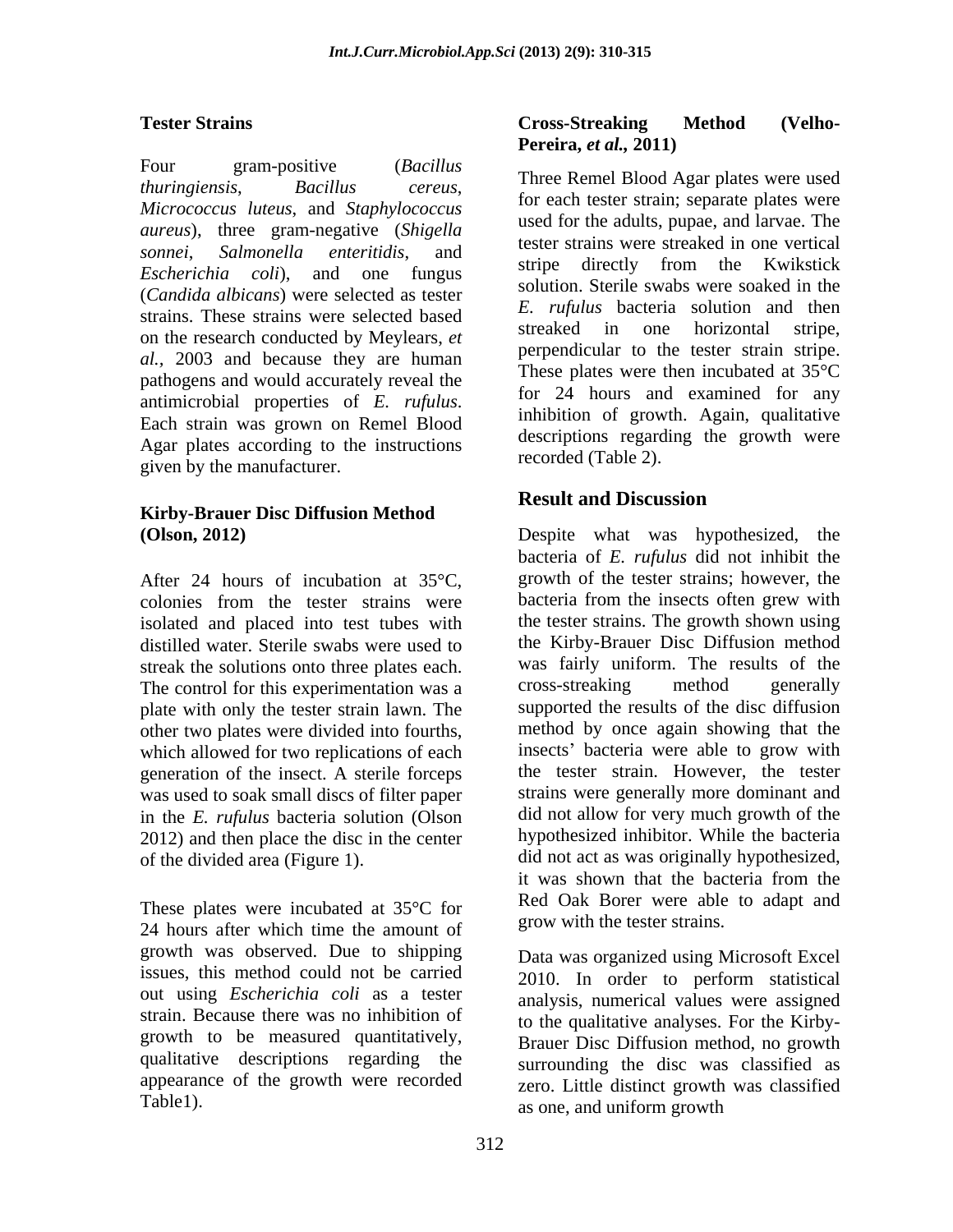**Tester Strains**

Four gram-positive (*Bacillus thuringiensis*, *Bacillus cereus*, *Micrococcus luteus*, and *Staphylococcus aureus*), three gram-negative (*Shigella sonnei*, *Salmonella enteritidis*, and *Escherichia coli*), and one fungus (*Candida albicans*) were selected as tester strains. These strains were selected based on the research conducted by Meylears, *et al.,* 2003 and because they are human pathogens and would accurately reveal the antimicrobial properties of *E. rufulus*. Each strain was grown on Remel Blood Agar plates according to the instructions given by the manufacturer.

**Kirby-Brauer Disc Diffusion Method (Olson, 2012)**

After 24 hours of incubation at 35°C, colonies from the tester strains were isolated and placed into test tubes with distilled water. Sterile swabs were used to streak the solutions onto three plates each. The control for this experimentation was a plate with only the tester strain lawn. The other two plates were divided into fourths, which allowed for two replications of each generation of the insect. A sterile forceps was used to soak small discs of filter paper in the *E. rufulus* bacteria solution (Olson 2012) and then place the disc in the center of the divided area (Figure 1).

These plates were incubated at 35°C for 24 hours after which time the amount of growth was observed. Due to shipping issues, this method could not be carried out using *Escherichia coli* as a tester strain. Because there was no inhibition of growth to be measured quantitatively, qualitative descriptions regarding the appearance of the growth were recorded Table1).

**Cross-Streaking Method (Velho-Pereira, *et al.,* 2011)**

Three Remel Blood Agar plates were used for each tester strain; separate plates were used for the adults, pupae, and larvae. The tester strains were streaked in one vertical stripe directly from the Kwikstick solution. Sterile swabs were soaked in the *E. rufulus* bacteria solution and then streaked in one horizontal stripe, perpendicular to the tester strain stripe. These plates were then incubated at 35°C for 24 hours and examined for any inhibition of growth. Again, qualitative descriptions regarding the growth were recorded (Table 2).

## Result and Discussion

Despite what was hypothesized, the bacteria of *E. rufulus* did not inhibit the growth of the tester strains; however, the bacteria from the insects often grew with the tester strains. The growth shown using the Kirby-Brauer Disc Diffusion method was fairly uniform. The results of the cross-streaking method generally supported the results of the disc diffusion method by once again showing that the insects' bacteria were able to grow with the tester strain. However, the tester strains were generally more dominant and did not allow for very much growth of the hypothesized inhibitor. While the bacteria did not act as was originally hypothesized, it was shown that the bacteria from the Red Oak Borer were able to adapt and grow with the tester strains.

Data was organized using Microsoft Excel 2010. In order to perform statistical analysis, numerical values were assigned to the qualitative analyses. For the Kirby-Brauer Disc Diffusion method, no growth surrounding the disc was classified as zero. Little distinct growth was classified as one, and uniform growth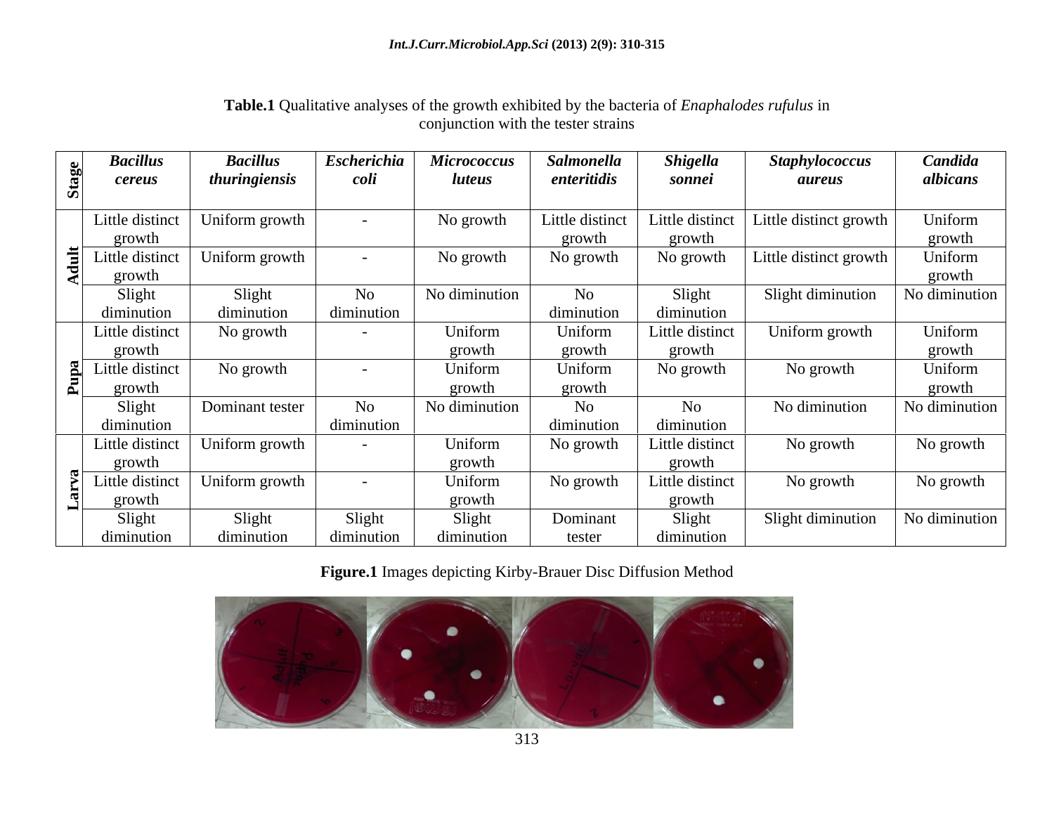**Table.1** Qualitative analyses of the growth exhibited by the bacteria of *Enaphalodes rufulus* in conjunction with the tester strains

| Stage | *Bacillus cereus* | *Bacillus thuringiensis* | *Escherichia coli* | *Micrococcus luteus* | *Salmonella enteritidis* | *Shigella sonnei* | *Staphylococcus aureus* | *Candida albicans* |
|---|---|---|---|---|---|---|---|---|
| Adult | Little distinct growth | Uniform growth | - | No growth | Little distinct growth | Little distinct growth | Little distinct growth | Uniform growth |
| | Little distinct growth | Uniform growth | - | No growth | No growth | No growth | Little distinct growth | Uniform growth |
| | Slight diminution | Slight diminution | No diminution | No diminution | No diminution | Slight diminution | Slight diminution | No diminution |
| Pupa | Little distinct growth | No growth | - | Uniform growth | Uniform growth | Little distinct growth | Uniform growth | Uniform growth |
| | Little distinct growth | No growth | - | Uniform growth | Uniform growth | No growth | No growth | Uniform growth |
| | Slight diminution | Dominant tester | No diminution | No diminution | No diminution | No diminution | No diminution | No diminution |
| Larva | Little distinct growth | Uniform growth | - | Uniform growth | No growth | Little distinct growth | No growth | No growth |
| | Little distinct growth | Uniform growth | - | Uniform growth | No growth | Little distinct growth | No growth | No growth |
| | Slight diminution | Slight diminution | Slight diminution | Slight diminution | Dominant tester | Slight diminution | Slight diminution | No diminution |

**Figure.1** Images depicting Kirby-Brauer Disc Diffusion Method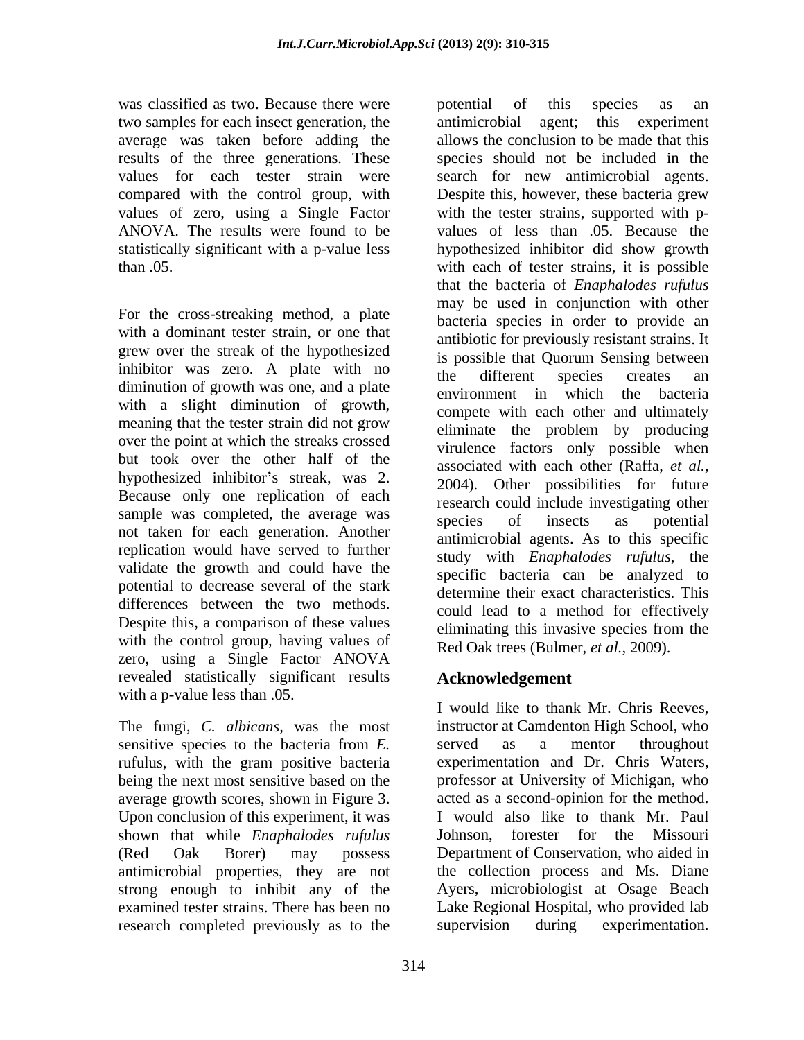was classified as two. Because there were two samples for each insect generation, the average was taken before adding the results of the three generations. These values for each tester strain were compared with the control group, with values of zero, using a Single Factor ANOVA. The results were found to be statistically significant with a p-value less than .05.

For the cross-streaking method, a plate with a dominant tester strain, or one that grew over the streak of the hypothesized inhibitor was zero. A plate with no diminution of growth was one, and a plate with a slight diminution of growth, meaning that the tester strain did not grow over the point at which the streaks crossed but took over the other half of the hypothesized inhibitor's streak, was 2. Because only one replication of each sample was completed, the average was not taken for each generation. Another replication would have served to further validate the growth and could have the potential to decrease several of the stark differences between the two methods. Despite this, a comparison of these values with the control group, having values of zero, using a Single Factor ANOVA revealed statistically significant results with a p-value less than .05.

The fungi, *C. albicans*, was the most sensitive species to the bacteria from *E. rufulus*, with the gram positive bacteria being the next most sensitive based on the average growth scores, shown in Figure 3. Upon conclusion of this experiment, it was shown that while *Enaphalodes rufulus* (Red Oak Borer) may possess antimicrobial properties, they are not strong enough to inhibit any of the examined tester strains. There has been no research completed previously as to the potential of this species as an antimicrobial agent; this experiment allows the conclusion to be made that this species should not be included in the search for new antimicrobial agents. Despite this, however, these bacteria grew with the tester strains, supported with p-values of less than .05. Because the hypothesized inhibitor did show growth with each of tester strains, it is possible that the bacteria of *Enaphalodes rufulus* may be used in conjunction with other bacteria species in order to provide an antibiotic for previously resistant strains. It is possible that Quorum Sensing between the different species creates an environment in which the bacteria compete with each other and ultimately eliminate the problem by producing virulence factors only possible when associated with each other (Raffa, *et al.*, 2004). Other possibilities for future research could include investigating other species of insects as potential antimicrobial agents. As to this specific study with *Enaphalodes rufulus*, the specific bacteria can be analyzed to determine their exact characteristics. This could lead to a method for effectively eliminating this invasive species from the Red Oak trees (Bulmer, *et al.*, 2009).

## Acknowledgement

I would like to thank Mr. Chris Reeves, instructor at Camdenton High School, who served as a mentor throughout experimentation and Dr. Chris Waters, professor at University of Michigan, who acted as a second-opinion for the method. I would also like to thank Mr. Paul Johnson, forester for the Missouri Department of Conservation, who aided in the collection process and Ms. Diane Ayers, microbiologist at Osage Beach Lake Regional Hospital, who provided lab supervision during experimentation.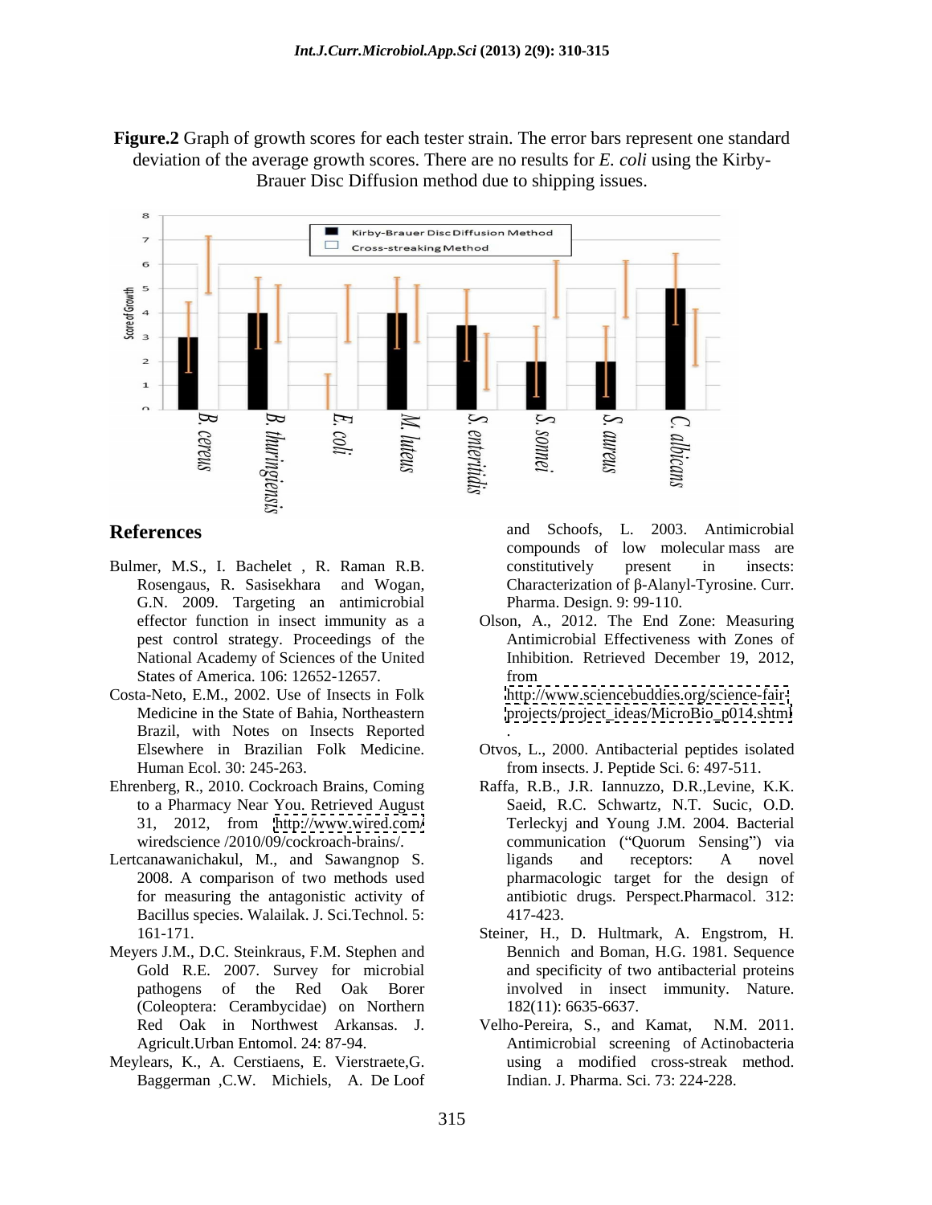**Figure.2** Graph of growth scores for each tester strain. The error bars represent one standard deviation of the average growth scores. There are no results for *E. coli* using the Kirby-Brauer Disc Diffusion method due to shipping issues.

Kirby-Brauer Disc Diffusion Method
Cross-streaking Method

Score of Growth

0
1
2
3
4
5
6
7
8

*B. cereus*
*B. thuringiensis*
*E. coli*
*M. luteus*
*S. enteritidis*
*S. sonnei*
*S. aureus*
*C. albicans*

## References

Bulmer, M.S., I. Bachelet , R. Raman R.B. Rosengaus, R. Sasisekhara and Wogan, G.N. 2009. Targeting an antimicrobial effector function in insect immunity as a pest control strategy. Proceedings of the National Academy of Sciences of the United States of America. 106: 12652-12657.

Costa-Neto, E.M., 2002. Use of Insects in Folk Medicine in the State of Bahia, Northeastern Brazil, with Notes on Insects Reported Elsewhere in Brazilian Folk Medicine. Human Ecol. 30: 245-263.

Ehrenberg, R., 2010. Cockroach Brains, Coming to a Pharmacy Near You. Retrieved August 31, 2012, from http://www.wired.com/ wiredscience /2010/09/cockroach-brains/.

Lertcanawanichakul, M., and Sawangnop S. 2008. A comparison of two methods used for measuring the antagonistic activity of Bacillus species. Walailak. J. Sci.Technol. 5: 161-171.

Meyers J.M., D.C. Steinkraus, F.M. Stephen and Gold R.E. 2007. Survey for microbial pathogens of the Red Oak Borer (Coleoptera: Cerambycidae) on Northern Red Oak in Northwest Arkansas. J. Agricult.Urban Entomol. 24: 87-94.

Meylears, K., A. Cerstiaens, E. Vierstraete,G. Baggerman ,C.W. Michiels, A. De Loof and Schoofs, L. 2003. Antimicrobial compounds of low molecular mass are constitutively present in insects: Characterization of β-Alanyl-Tyrosine. Curr. Pharma. Design. 9: 99-110.

Olson, A., 2012. The End Zone: Measuring Antimicrobial Effectiveness with Zones of Inhibition. Retrieved December 19, 2012, from http://www.sciencebuddies.org/science-fair-projects/project_ideas/MicroBio_p014.shtml .

Otvos, L., 2000. Antibacterial peptides isolated from insects. J. Peptide Sci. 6: 497-511.

Raffa, R.B., J.R. Iannuzzo, D.R.,Levine, K.K. Saeid, R.C. Schwartz, N.T. Sucic, O.D. Terleckyj and Young J.M. 2004. Bacterial communication ("Quorum Sensing") via ligands and receptors: A novel pharmacologic target for the design of antibiotic drugs. Perspect.Pharmacol. 312: 417-423.

Steiner, H., D. Hultmark, A. Engstrom, H. Bennich and Boman, H.G. 1981. Sequence and specificity of two antibacterial proteins involved in insect immunity. Nature. 182(11): 6635-6637.

Velho-Pereira, S., and Kamat, N.M. 2011. Antimicrobial screening of Actinobacteria using a modified cross-streak method. Indian. J. Pharma. Sci. 73: 224-228.